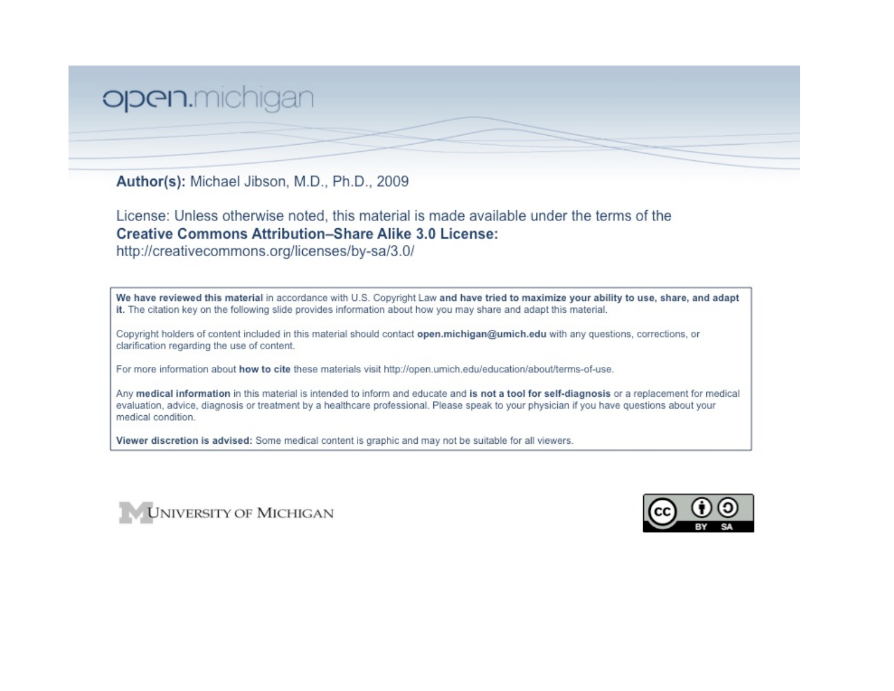open.michigan

**Author(s):** Michael Jibson, M.D., Ph.D., 2009

License: Unless otherwise noted, this material is made available under the terms of the **Creative Commons Attribution–Share Alike 3.0 License:** http://creativecommons.org/licenses/by-sa/3.0/

**We have reviewed this material** in accordance with U.S. Copyright Law **and have tried to maximize your ability to use, share, and adapt it.** The citation key on the following slide provides information about how you may share and adapt this material.

Copyright holders of content included in this material should contact **open.michigan@umich.edu** with any questions, corrections, or clarification regarding the use of content.

For more information about **how to cite** these materials visit http://open.umich.edu/education/about/terms-of-use.

Any **medical information** in this material is intended to inform and educate and **is not a tool for self-diagnosis** or a replacement for medical evaluation, advice, diagnosis or treatment by a healthcare professional. Please speak to your physician if you have questions about your medical condition.

**Viewer discretion is advised:** Some medical content is graphic and may not be suitable for all viewers.

UNIVERSITY OF MICHIGAN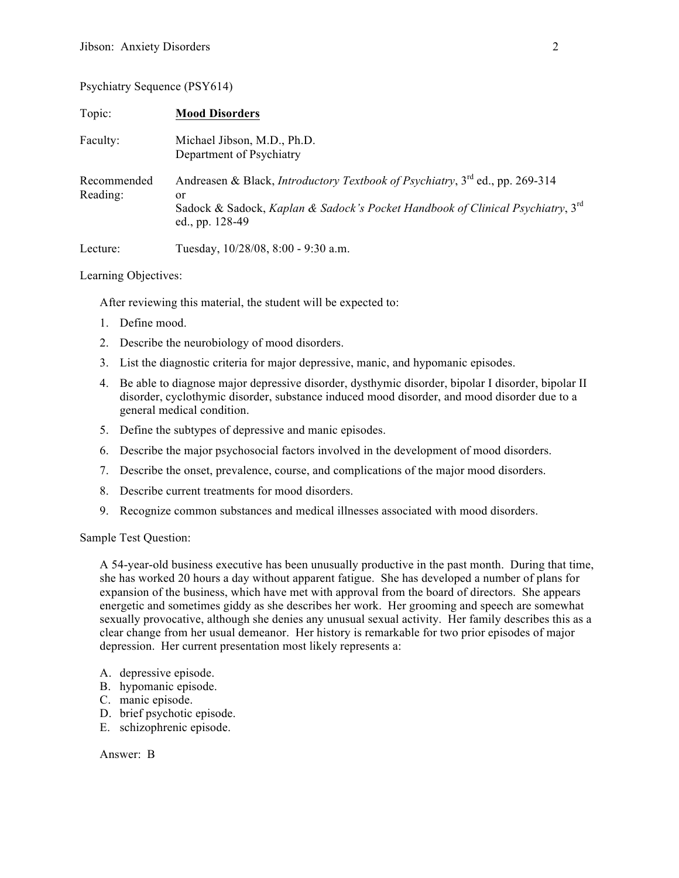Psychiatry Sequence (PSY614)

| | |
|---|---|
| Topic: | **Mood Disorders** |
| Faculty: | Michael Jibson, M.D., Ph.D.<br>Department of Psychiatry |
| Recommended Reading: | Andreasen & Black, *Introductory Textbook of Psychiatry*, 3rd ed., pp. 269-314<br>or<br>Sadock & Sadock, *Kaplan & Sadock's Pocket Handbook of Clinical Psychiatry*, 3rd ed., pp. 128-49 |
| Lecture: | Tuesday, 10/28/08, 8:00 - 9:30 a.m. |

Learning Objectives:

After reviewing this material, the student will be expected to:

1. Define mood.
2. Describe the neurobiology of mood disorders.
3. List the diagnostic criteria for major depressive, manic, and hypomanic episodes.
4. Be able to diagnose major depressive disorder, dysthymic disorder, bipolar I disorder, bipolar II disorder, cyclothymic disorder, substance induced mood disorder, and mood disorder due to a general medical condition.
5. Define the subtypes of depressive and manic episodes.
6. Describe the major psychosocial factors involved in the development of mood disorders.
7. Describe the onset, prevalence, course, and complications of the major mood disorders.
8. Describe current treatments for mood disorders.
9. Recognize common substances and medical illnesses associated with mood disorders.

Sample Test Question:

A 54-year-old business executive has been unusually productive in the past month. During that time, she has worked 20 hours a day without apparent fatigue. She has developed a number of plans for expansion of the business, which have met with approval from the board of directors. She appears energetic and sometimes giddy as she describes her work. Her grooming and speech are somewhat sexually provocative, although she denies any unusual sexual activity. Her family describes this as a clear change from her usual demeanor. Her history is remarkable for two prior episodes of major depression. Her current presentation most likely represents a:

A. depressive episode.
B. hypomanic episode.
C. manic episode.
D. brief psychotic episode.
E. schizophrenic episode.

Answer: B